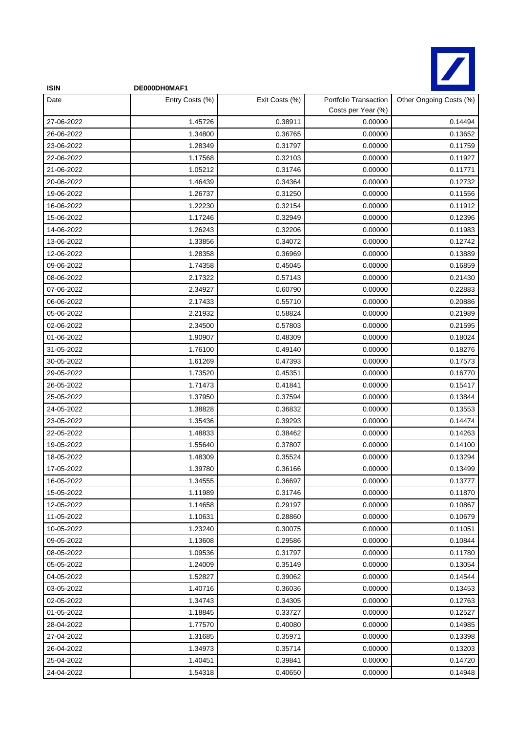**ISIN** DE000DH0MAF1

| Date | Entry Costs (%) | Exit Costs (%) | Portfolio Transaction Costs per Year (%) | Other Ongoing Costs (%) |
|---|---|---|---|---|
| 27-06-2022 | 1.45726 | 0.38911 | 0.00000 | 0.14494 |
| 26-06-2022 | 1.34800 | 0.36765 | 0.00000 | 0.13652 |
| 23-06-2022 | 1.28349 | 0.31797 | 0.00000 | 0.11759 |
| 22-06-2022 | 1.17568 | 0.32103 | 0.00000 | 0.11927 |
| 21-06-2022 | 1.05212 | 0.31746 | 0.00000 | 0.11771 |
| 20-06-2022 | 1.46439 | 0.34364 | 0.00000 | 0.12732 |
| 19-06-2022 | 1.26737 | 0.31250 | 0.00000 | 0.11556 |
| 16-06-2022 | 1.22230 | 0.32154 | 0.00000 | 0.11912 |
| 15-06-2022 | 1.17246 | 0.32949 | 0.00000 | 0.12396 |
| 14-06-2022 | 1.26243 | 0.32206 | 0.00000 | 0.11983 |
| 13-06-2022 | 1.33856 | 0.34072 | 0.00000 | 0.12742 |
| 12-06-2022 | 1.28358 | 0.36969 | 0.00000 | 0.13889 |
| 09-06-2022 | 1.74358 | 0.45045 | 0.00000 | 0.16859 |
| 08-06-2022 | 2.17322 | 0.57143 | 0.00000 | 0.21430 |
| 07-06-2022 | 2.34927 | 0.60790 | 0.00000 | 0.22883 |
| 06-06-2022 | 2.17433 | 0.55710 | 0.00000 | 0.20886 |
| 05-06-2022 | 2.21932 | 0.58824 | 0.00000 | 0.21989 |
| 02-06-2022 | 2.34500 | 0.57803 | 0.00000 | 0.21595 |
| 01-06-2022 | 1.90907 | 0.48309 | 0.00000 | 0.18024 |
| 31-05-2022 | 1.76100 | 0.49140 | 0.00000 | 0.18276 |
| 30-05-2022 | 1.61269 | 0.47393 | 0.00000 | 0.17573 |
| 29-05-2022 | 1.73520 | 0.45351 | 0.00000 | 0.16770 |
| 26-05-2022 | 1.71473 | 0.41841 | 0.00000 | 0.15417 |
| 25-05-2022 | 1.37950 | 0.37594 | 0.00000 | 0.13844 |
| 24-05-2022 | 1.38828 | 0.36832 | 0.00000 | 0.13553 |
| 23-05-2022 | 1.35436 | 0.39293 | 0.00000 | 0.14474 |
| 22-05-2022 | 1.48833 | 0.38462 | 0.00000 | 0.14263 |
| 19-05-2022 | 1.55640 | 0.37807 | 0.00000 | 0.14100 |
| 18-05-2022 | 1.48309 | 0.35524 | 0.00000 | 0.13294 |
| 17-05-2022 | 1.39780 | 0.36166 | 0.00000 | 0.13499 |
| 16-05-2022 | 1.34555 | 0.36697 | 0.00000 | 0.13777 |
| 15-05-2022 | 1.11989 | 0.31746 | 0.00000 | 0.11870 |
| 12-05-2022 | 1.14658 | 0.29197 | 0.00000 | 0.10867 |
| 11-05-2022 | 1.10631 | 0.28860 | 0.00000 | 0.10679 |
| 10-05-2022 | 1.23240 | 0.30075 | 0.00000 | 0.11051 |
| 09-05-2022 | 1.13608 | 0.29586 | 0.00000 | 0.10844 |
| 08-05-2022 | 1.09536 | 0.31797 | 0.00000 | 0.11780 |
| 05-05-2022 | 1.24009 | 0.35149 | 0.00000 | 0.13054 |
| 04-05-2022 | 1.52827 | 0.39062 | 0.00000 | 0.14544 |
| 03-05-2022 | 1.40716 | 0.36036 | 0.00000 | 0.13453 |
| 02-05-2022 | 1.34743 | 0.34305 | 0.00000 | 0.12763 |
| 01-05-2022 | 1.18845 | 0.33727 | 0.00000 | 0.12527 |
| 28-04-2022 | 1.77570 | 0.40080 | 0.00000 | 0.14985 |
| 27-04-2022 | 1.31685 | 0.35971 | 0.00000 | 0.13398 |
| 26-04-2022 | 1.34973 | 0.35714 | 0.00000 | 0.13203 |
| 25-04-2022 | 1.40451 | 0.39841 | 0.00000 | 0.14720 |
| 24-04-2022 | 1.54318 | 0.40650 | 0.00000 | 0.14948 |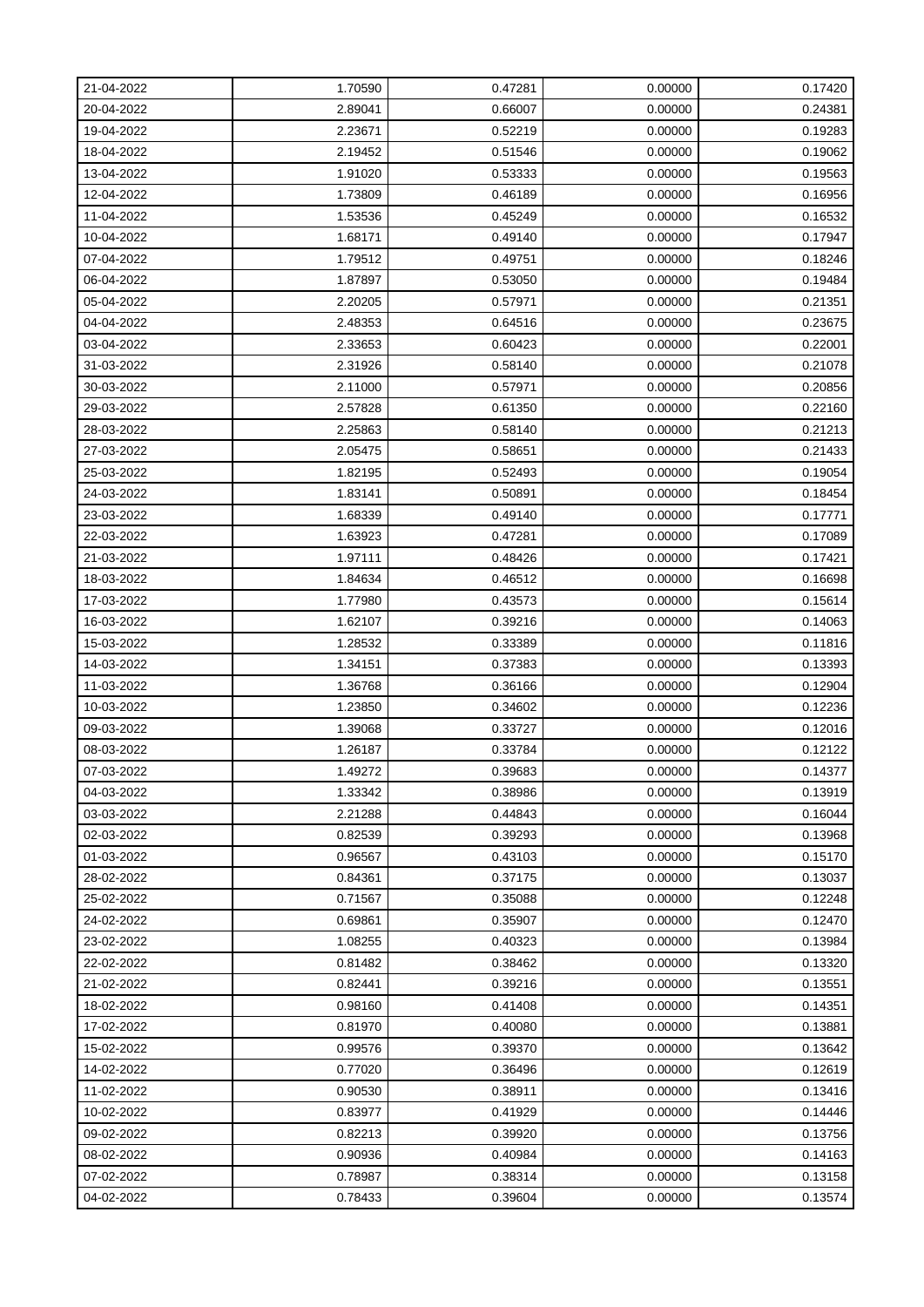| | | | | |
|---|---|---|---|---|
| 21-04-2022 | 1.70590 | 0.47281 | 0.00000 | 0.17420 |
| 20-04-2022 | 2.89041 | 0.66007 | 0.00000 | 0.24381 |
| 19-04-2022 | 2.23671 | 0.52219 | 0.00000 | 0.19283 |
| 18-04-2022 | 2.19452 | 0.51546 | 0.00000 | 0.19062 |
| 13-04-2022 | 1.91020 | 0.53333 | 0.00000 | 0.19563 |
| 12-04-2022 | 1.73809 | 0.46189 | 0.00000 | 0.16956 |
| 11-04-2022 | 1.53536 | 0.45249 | 0.00000 | 0.16532 |
| 10-04-2022 | 1.68171 | 0.49140 | 0.00000 | 0.17947 |
| 07-04-2022 | 1.79512 | 0.49751 | 0.00000 | 0.18246 |
| 06-04-2022 | 1.87897 | 0.53050 | 0.00000 | 0.19484 |
| 05-04-2022 | 2.20205 | 0.57971 | 0.00000 | 0.21351 |
| 04-04-2022 | 2.48353 | 0.64516 | 0.00000 | 0.23675 |
| 03-04-2022 | 2.33653 | 0.60423 | 0.00000 | 0.22001 |
| 31-03-2022 | 2.31926 | 0.58140 | 0.00000 | 0.21078 |
| 30-03-2022 | 2.11000 | 0.57971 | 0.00000 | 0.20856 |
| 29-03-2022 | 2.57828 | 0.61350 | 0.00000 | 0.22160 |
| 28-03-2022 | 2.25863 | 0.58140 | 0.00000 | 0.21213 |
| 27-03-2022 | 2.05475 | 0.58651 | 0.00000 | 0.21433 |
| 25-03-2022 | 1.82195 | 0.52493 | 0.00000 | 0.19054 |
| 24-03-2022 | 1.83141 | 0.50891 | 0.00000 | 0.18454 |
| 23-03-2022 | 1.68339 | 0.49140 | 0.00000 | 0.17771 |
| 22-03-2022 | 1.63923 | 0.47281 | 0.00000 | 0.17089 |
| 21-03-2022 | 1.97111 | 0.48426 | 0.00000 | 0.17421 |
| 18-03-2022 | 1.84634 | 0.46512 | 0.00000 | 0.16698 |
| 17-03-2022 | 1.77980 | 0.43573 | 0.00000 | 0.15614 |
| 16-03-2022 | 1.62107 | 0.39216 | 0.00000 | 0.14063 |
| 15-03-2022 | 1.28532 | 0.33389 | 0.00000 | 0.11816 |
| 14-03-2022 | 1.34151 | 0.37383 | 0.00000 | 0.13393 |
| 11-03-2022 | 1.36768 | 0.36166 | 0.00000 | 0.12904 |
| 10-03-2022 | 1.23850 | 0.34602 | 0.00000 | 0.12236 |
| 09-03-2022 | 1.39068 | 0.33727 | 0.00000 | 0.12016 |
| 08-03-2022 | 1.26187 | 0.33784 | 0.00000 | 0.12122 |
| 07-03-2022 | 1.49272 | 0.39683 | 0.00000 | 0.14377 |
| 04-03-2022 | 1.33342 | 0.38986 | 0.00000 | 0.13919 |
| 03-03-2022 | 2.21288 | 0.44843 | 0.00000 | 0.16044 |
| 02-03-2022 | 0.82539 | 0.39293 | 0.00000 | 0.13968 |
| 01-03-2022 | 0.96567 | 0.43103 | 0.00000 | 0.15170 |
| 28-02-2022 | 0.84361 | 0.37175 | 0.00000 | 0.13037 |
| 25-02-2022 | 0.71567 | 0.35088 | 0.00000 | 0.12248 |
| 24-02-2022 | 0.69861 | 0.35907 | 0.00000 | 0.12470 |
| 23-02-2022 | 1.08255 | 0.40323 | 0.00000 | 0.13984 |
| 22-02-2022 | 0.81482 | 0.38462 | 0.00000 | 0.13320 |
| 21-02-2022 | 0.82441 | 0.39216 | 0.00000 | 0.13551 |
| 18-02-2022 | 0.98160 | 0.41408 | 0.00000 | 0.14351 |
| 17-02-2022 | 0.81970 | 0.40080 | 0.00000 | 0.13881 |
| 15-02-2022 | 0.99576 | 0.39370 | 0.00000 | 0.13642 |
| 14-02-2022 | 0.77020 | 0.36496 | 0.00000 | 0.12619 |
| 11-02-2022 | 0.90530 | 0.38911 | 0.00000 | 0.13416 |
| 10-02-2022 | 0.83977 | 0.41929 | 0.00000 | 0.14446 |
| 09-02-2022 | 0.82213 | 0.39920 | 0.00000 | 0.13756 |
| 08-02-2022 | 0.90936 | 0.40984 | 0.00000 | 0.14163 |
| 07-02-2022 | 0.78987 | 0.38314 | 0.00000 | 0.13158 |
| 04-02-2022 | 0.78433 | 0.39604 | 0.00000 | 0.13574 |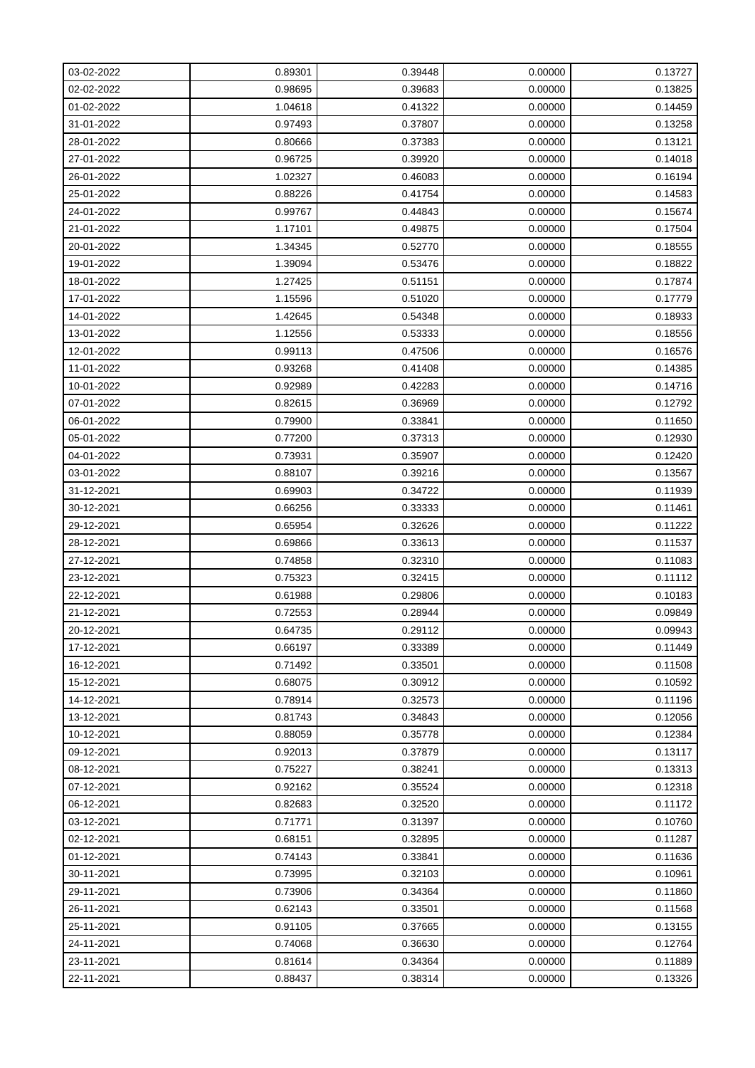| 03-02-2022 | 0.89301 | 0.39448 | 0.00000 | 0.13727 |
|---|---|---|---|---|
| 02-02-2022 | 0.98695 | 0.39683 | 0.00000 | 0.13825 |
| 01-02-2022 | 1.04618 | 0.41322 | 0.00000 | 0.14459 |
| 31-01-2022 | 0.97493 | 0.37807 | 0.00000 | 0.13258 |
| 28-01-2022 | 0.80666 | 0.37383 | 0.00000 | 0.13121 |
| 27-01-2022 | 0.96725 | 0.39920 | 0.00000 | 0.14018 |
| 26-01-2022 | 1.02327 | 0.46083 | 0.00000 | 0.16194 |
| 25-01-2022 | 0.88226 | 0.41754 | 0.00000 | 0.14583 |
| 24-01-2022 | 0.99767 | 0.44843 | 0.00000 | 0.15674 |
| 21-01-2022 | 1.17101 | 0.49875 | 0.00000 | 0.17504 |
| 20-01-2022 | 1.34345 | 0.52770 | 0.00000 | 0.18555 |
| 19-01-2022 | 1.39094 | 0.53476 | 0.00000 | 0.18822 |
| 18-01-2022 | 1.27425 | 0.51151 | 0.00000 | 0.17874 |
| 17-01-2022 | 1.15596 | 0.51020 | 0.00000 | 0.17779 |
| 14-01-2022 | 1.42645 | 0.54348 | 0.00000 | 0.18933 |
| 13-01-2022 | 1.12556 | 0.53333 | 0.00000 | 0.18556 |
| 12-01-2022 | 0.99113 | 0.47506 | 0.00000 | 0.16576 |
| 11-01-2022 | 0.93268 | 0.41408 | 0.00000 | 0.14385 |
| 10-01-2022 | 0.92989 | 0.42283 | 0.00000 | 0.14716 |
| 07-01-2022 | 0.82615 | 0.36969 | 0.00000 | 0.12792 |
| 06-01-2022 | 0.79900 | 0.33841 | 0.00000 | 0.11650 |
| 05-01-2022 | 0.77200 | 0.37313 | 0.00000 | 0.12930 |
| 04-01-2022 | 0.73931 | 0.35907 | 0.00000 | 0.12420 |
| 03-01-2022 | 0.88107 | 0.39216 | 0.00000 | 0.13567 |
| 31-12-2021 | 0.69903 | 0.34722 | 0.00000 | 0.11939 |
| 30-12-2021 | 0.66256 | 0.33333 | 0.00000 | 0.11461 |
| 29-12-2021 | 0.65954 | 0.32626 | 0.00000 | 0.11222 |
| 28-12-2021 | 0.69866 | 0.33613 | 0.00000 | 0.11537 |
| 27-12-2021 | 0.74858 | 0.32310 | 0.00000 | 0.11083 |
| 23-12-2021 | 0.75323 | 0.32415 | 0.00000 | 0.11112 |
| 22-12-2021 | 0.61988 | 0.29806 | 0.00000 | 0.10183 |
| 21-12-2021 | 0.72553 | 0.28944 | 0.00000 | 0.09849 |
| 20-12-2021 | 0.64735 | 0.29112 | 0.00000 | 0.09943 |
| 17-12-2021 | 0.66197 | 0.33389 | 0.00000 | 0.11449 |
| 16-12-2021 | 0.71492 | 0.33501 | 0.00000 | 0.11508 |
| 15-12-2021 | 0.68075 | 0.30912 | 0.00000 | 0.10592 |
| 14-12-2021 | 0.78914 | 0.32573 | 0.00000 | 0.11196 |
| 13-12-2021 | 0.81743 | 0.34843 | 0.00000 | 0.12056 |
| 10-12-2021 | 0.88059 | 0.35778 | 0.00000 | 0.12384 |
| 09-12-2021 | 0.92013 | 0.37879 | 0.00000 | 0.13117 |
| 08-12-2021 | 0.75227 | 0.38241 | 0.00000 | 0.13313 |
| 07-12-2021 | 0.92162 | 0.35524 | 0.00000 | 0.12318 |
| 06-12-2021 | 0.82683 | 0.32520 | 0.00000 | 0.11172 |
| 03-12-2021 | 0.71771 | 0.31397 | 0.00000 | 0.10760 |
| 02-12-2021 | 0.68151 | 0.32895 | 0.00000 | 0.11287 |
| 01-12-2021 | 0.74143 | 0.33841 | 0.00000 | 0.11636 |
| 30-11-2021 | 0.73995 | 0.32103 | 0.00000 | 0.10961 |
| 29-11-2021 | 0.73906 | 0.34364 | 0.00000 | 0.11860 |
| 26-11-2021 | 0.62143 | 0.33501 | 0.00000 | 0.11568 |
| 25-11-2021 | 0.91105 | 0.37665 | 0.00000 | 0.13155 |
| 24-11-2021 | 0.74068 | 0.36630 | 0.00000 | 0.12764 |
| 23-11-2021 | 0.81614 | 0.34364 | 0.00000 | 0.11889 |
| 22-11-2021 | 0.88437 | 0.38314 | 0.00000 | 0.13326 |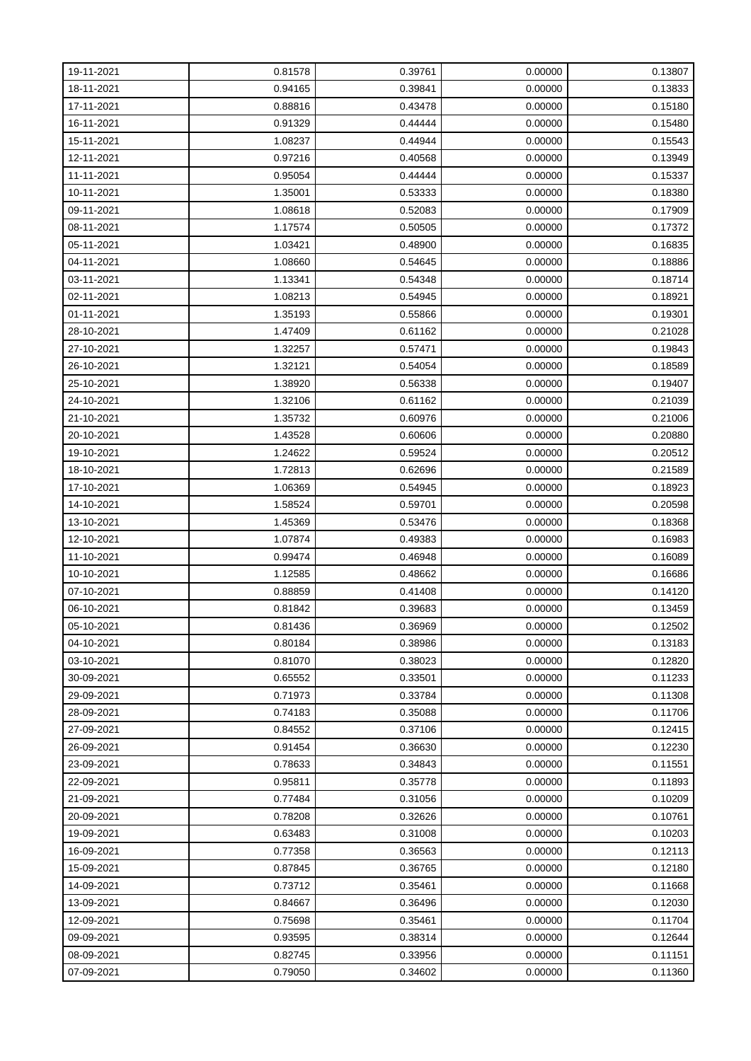| | | | | |
|---|---|---|---|---|
| 19-11-2021 | 0.81578 | 0.39761 | 0.00000 | 0.13807 |
| 18-11-2021 | 0.94165 | 0.39841 | 0.00000 | 0.13833 |
| 17-11-2021 | 0.88816 | 0.43478 | 0.00000 | 0.15180 |
| 16-11-2021 | 0.91329 | 0.44444 | 0.00000 | 0.15480 |
| 15-11-2021 | 1.08237 | 0.44944 | 0.00000 | 0.15543 |
| 12-11-2021 | 0.97216 | 0.40568 | 0.00000 | 0.13949 |
| 11-11-2021 | 0.95054 | 0.44444 | 0.00000 | 0.15337 |
| 10-11-2021 | 1.35001 | 0.53333 | 0.00000 | 0.18380 |
| 09-11-2021 | 1.08618 | 0.52083 | 0.00000 | 0.17909 |
| 08-11-2021 | 1.17574 | 0.50505 | 0.00000 | 0.17372 |
| 05-11-2021 | 1.03421 | 0.48900 | 0.00000 | 0.16835 |
| 04-11-2021 | 1.08660 | 0.54645 | 0.00000 | 0.18886 |
| 03-11-2021 | 1.13341 | 0.54348 | 0.00000 | 0.18714 |
| 02-11-2021 | 1.08213 | 0.54945 | 0.00000 | 0.18921 |
| 01-11-2021 | 1.35193 | 0.55866 | 0.00000 | 0.19301 |
| 28-10-2021 | 1.47409 | 0.61162 | 0.00000 | 0.21028 |
| 27-10-2021 | 1.32257 | 0.57471 | 0.00000 | 0.19843 |
| 26-10-2021 | 1.32121 | 0.54054 | 0.00000 | 0.18589 |
| 25-10-2021 | 1.38920 | 0.56338 | 0.00000 | 0.19407 |
| 24-10-2021 | 1.32106 | 0.61162 | 0.00000 | 0.21039 |
| 21-10-2021 | 1.35732 | 0.60976 | 0.00000 | 0.21006 |
| 20-10-2021 | 1.43528 | 0.60606 | 0.00000 | 0.20880 |
| 19-10-2021 | 1.24622 | 0.59524 | 0.00000 | 0.20512 |
| 18-10-2021 | 1.72813 | 0.62696 | 0.00000 | 0.21589 |
| 17-10-2021 | 1.06369 | 0.54945 | 0.00000 | 0.18923 |
| 14-10-2021 | 1.58524 | 0.59701 | 0.00000 | 0.20598 |
| 13-10-2021 | 1.45369 | 0.53476 | 0.00000 | 0.18368 |
| 12-10-2021 | 1.07874 | 0.49383 | 0.00000 | 0.16983 |
| 11-10-2021 | 0.99474 | 0.46948 | 0.00000 | 0.16089 |
| 10-10-2021 | 1.12585 | 0.48662 | 0.00000 | 0.16686 |
| 07-10-2021 | 0.88859 | 0.41408 | 0.00000 | 0.14120 |
| 06-10-2021 | 0.81842 | 0.39683 | 0.00000 | 0.13459 |
| 05-10-2021 | 0.81436 | 0.36969 | 0.00000 | 0.12502 |
| 04-10-2021 | 0.80184 | 0.38986 | 0.00000 | 0.13183 |
| 03-10-2021 | 0.81070 | 0.38023 | 0.00000 | 0.12820 |
| 30-09-2021 | 0.65552 | 0.33501 | 0.00000 | 0.11233 |
| 29-09-2021 | 0.71973 | 0.33784 | 0.00000 | 0.11308 |
| 28-09-2021 | 0.74183 | 0.35088 | 0.00000 | 0.11706 |
| 27-09-2021 | 0.84552 | 0.37106 | 0.00000 | 0.12415 |
| 26-09-2021 | 0.91454 | 0.36630 | 0.00000 | 0.12230 |
| 23-09-2021 | 0.78633 | 0.34843 | 0.00000 | 0.11551 |
| 22-09-2021 | 0.95811 | 0.35778 | 0.00000 | 0.11893 |
| 21-09-2021 | 0.77484 | 0.31056 | 0.00000 | 0.10209 |
| 20-09-2021 | 0.78208 | 0.32626 | 0.00000 | 0.10761 |
| 19-09-2021 | 0.63483 | 0.31008 | 0.00000 | 0.10203 |
| 16-09-2021 | 0.77358 | 0.36563 | 0.00000 | 0.12113 |
| 15-09-2021 | 0.87845 | 0.36765 | 0.00000 | 0.12180 |
| 14-09-2021 | 0.73712 | 0.35461 | 0.00000 | 0.11668 |
| 13-09-2021 | 0.84667 | 0.36496 | 0.00000 | 0.12030 |
| 12-09-2021 | 0.75698 | 0.35461 | 0.00000 | 0.11704 |
| 09-09-2021 | 0.93595 | 0.38314 | 0.00000 | 0.12644 |
| 08-09-2021 | 0.82745 | 0.33956 | 0.00000 | 0.11151 |
| 07-09-2021 | 0.79050 | 0.34602 | 0.00000 | 0.11360 |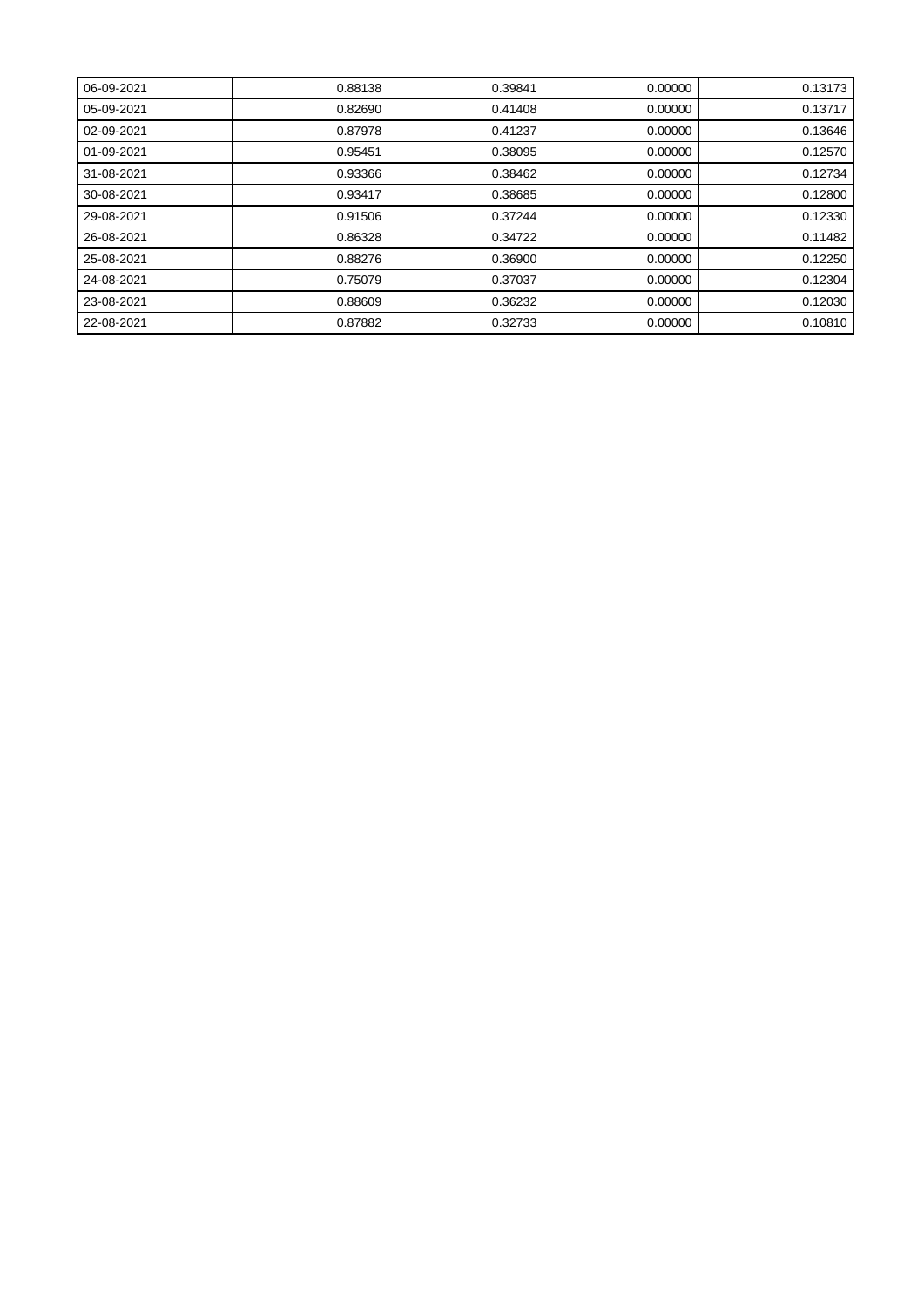| | | | | |
|---|---|---|---|---|
| 06-09-2021 | 0.88138 | 0.39841 | 0.00000 | 0.13173 |
| 05-09-2021 | 0.82690 | 0.41408 | 0.00000 | 0.13717 |
| 02-09-2021 | 0.87978 | 0.41237 | 0.00000 | 0.13646 |
| 01-09-2021 | 0.95451 | 0.38095 | 0.00000 | 0.12570 |
| 31-08-2021 | 0.93366 | 0.38462 | 0.00000 | 0.12734 |
| 30-08-2021 | 0.93417 | 0.38685 | 0.00000 | 0.12800 |
| 29-08-2021 | 0.91506 | 0.37244 | 0.00000 | 0.12330 |
| 26-08-2021 | 0.86328 | 0.34722 | 0.00000 | 0.11482 |
| 25-08-2021 | 0.88276 | 0.36900 | 0.00000 | 0.12250 |
| 24-08-2021 | 0.75079 | 0.37037 | 0.00000 | 0.12304 |
| 23-08-2021 | 0.88609 | 0.36232 | 0.00000 | 0.12030 |
| 22-08-2021 | 0.87882 | 0.32733 | 0.00000 | 0.10810 |